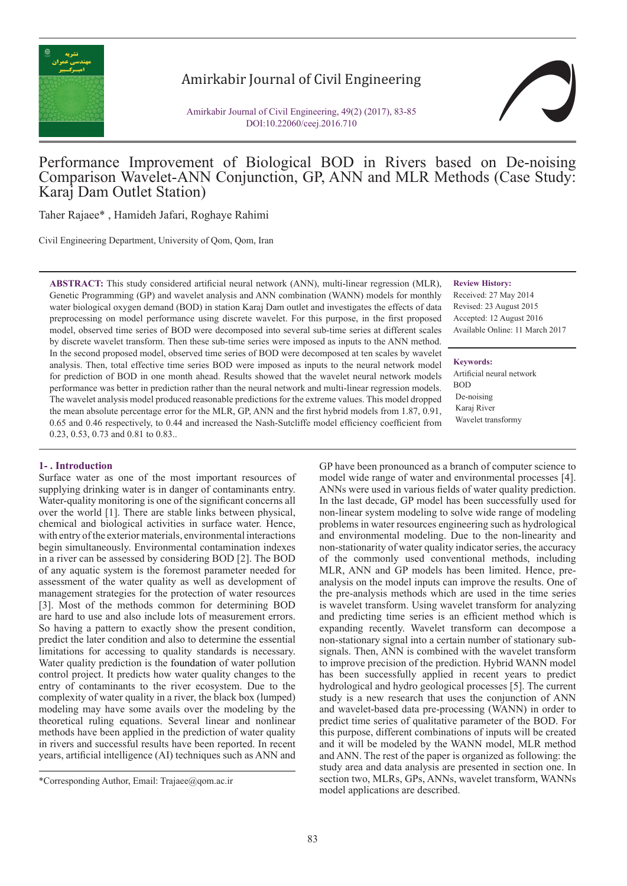# Performance Improvement of Biological BOD in Rivers based on De-noising Comparison Wavelet-ANN Conjunction, GP, ANN and MLR Methods (Case Study: Karaj Dam Outlet Station)

Taher Rajaee* , Hamideh Jafari, Roghaye Rahimi

Civil Engineering Department, University of Qom, Qom, Iran

**ABSTRACT:** This study considered artificial neural network (ANN), multi-linear regression (MLR), Genetic Programming (GP) and wavelet analysis and ANN combination (WANN) models for monthly water biological oxygen demand (BOD) in station Karaj Dam outlet and investigates the effects of data preprocessing on model performance using discrete wavelet. For this purpose, in the first proposed model, observed time series of BOD were decomposed into several sub-time series at different scales by discrete wavelet transform. Then these sub-time series were imposed as inputs to the ANN method. In the second proposed model, observed time series of BOD were decomposed at ten scales by wavelet analysis. Then, total effective time series BOD were imposed as inputs to the neural network model for prediction of BOD in one month ahead. Results showed that the wavelet neural network models performance was better in prediction rather than the neural network and multi-linear regression models. The wavelet analysis model produced reasonable predictions for the extreme values. This model dropped the mean absolute percentage error for the MLR, GP, ANN and the first hybrid models from 1.87, 0.91, 0.65 and 0.46 respectively, to 0.44 and increased the Nash-Sutcliffe model efficiency coefficient from 0.23, 0.53, 0.73 and 0.81 to 0.83..

**Review History:**

Received: 27 May 2014
Revised: 23 August 2015
Accepted: 12 August 2016
Available Online: 11 March 2017

**Keywords:**

Artificial neural network
BOD
De-noising
Karaj River
Wavelet transformy

## 1- . Introduction

Surface water as one of the most important resources of supplying drinking water is in danger of contaminants entry. Water-quality monitoring is one of the significant concerns all over the world [1]. There are stable links between physical, chemical and biological activities in surface water. Hence, with entry of the exterior materials, environmental interactions begin simultaneously. Environmental contamination indexes in a river can be assessed by considering BOD [2]. The BOD of any aquatic system is the foremost parameter needed for assessment of the water quality as well as development of management strategies for the protection of water resources [3]. Most of the methods common for determining BOD are hard to use and also include lots of measurement errors. So having a pattern to exactly show the present condition, predict the later condition and also to determine the essential limitations for accessing to quality standards is necessary. Water quality prediction is the foundation of water pollution control project. It predicts how water quality changes to the entry of contaminants to the river ecosystem. Due to the complexity of water quality in a river, the black box (lumped) modeling may have some avails over the modeling by the theoretical ruling equations. Several linear and nonlinear methods have been applied in the prediction of water quality in rivers and successful results have been reported. In recent years, artificial intelligence (AI) techniques such as ANN and GP have been pronounced as a branch of computer science to model wide range of water and environmental processes [4]. ANNs were used in various fields of water quality prediction. In the last decade, GP model has been successfully used for non-linear system modeling to solve wide range of modeling problems in water resources engineering such as hydrological and environmental modeling. Due to the non-linearity and non-stationarity of water quality indicator series, the accuracy of the commonly used conventional methods, including MLR, ANN and GP models has been limited. Hence, pre-analysis on the model inputs can improve the results. One of the pre-analysis methods which are used in the time series is wavelet transform. Using wavelet transform for analyzing and predicting time series is an efficient method which is expanding recently. Wavelet transform can decompose a non-stationary signal into a certain number of stationary sub-signals. Then, ANN is combined with the wavelet transform to improve precision of the prediction. Hybrid WANN model has been successfully applied in recent years to predict hydrological and hydro geological processes [5]. The current study is a new research that uses the conjunction of ANN and wavelet-based data pre-processing (WANN) in order to predict time series of qualitative parameter of the BOD. For this purpose, different combinations of inputs will be created and it will be modeled by the WANN model, MLR method and ANN. The rest of the paper is organized as following: the study area and data analysis are presented in section one. In section two, MLRs, GPs, ANNs, wavelet transform, WANNs model applications are described.

*Corresponding Author, Email: Trajaee@qom.ac.ir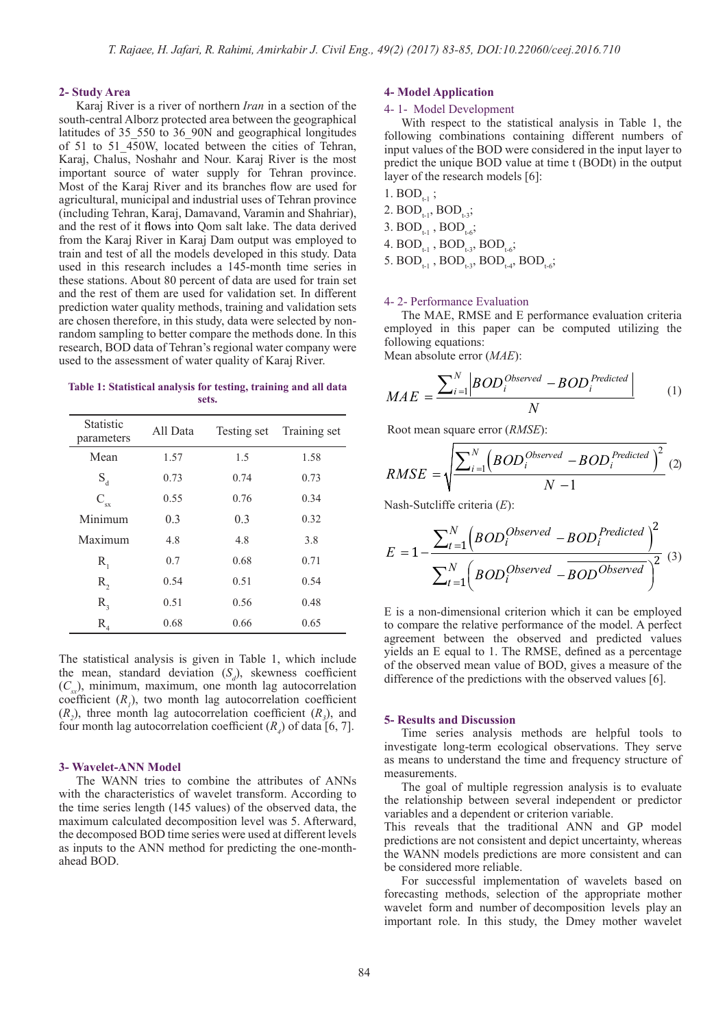## 2- Study Area

Karaj River is a river of northern *Iran* in a section of the south-central Alborz protected area between the geographical latitudes of 35_550 to 36_90N and geographical longitudes of 51 to 51_450W, located between the cities of Tehran, Karaj, Chalus, Noshahr and Nour. Karaj River is the most important source of water supply for Tehran province. Most of the Karaj River and its branches flow are used for agricultural, municipal and industrial uses of Tehran province (including Tehran, Karaj, Damavand, Varamin and Shahriar), and the rest of it flows into Qom salt lake. The data derived from the Karaj River in Karaj Dam output was employed to train and test of all the models developed in this study. Data used in this research includes a 145-month time series in these stations. About 80 percent of data are used for train set and the rest of them are used for validation set. In different prediction water quality methods, training and validation sets are chosen therefore, in this study, data were selected by non-random sampling to better compare the methods done. In this research, BOD data of Tehran's regional water company were used to the assessment of water quality of Karaj River.

**Table 1: Statistical analysis for testing, training and all data sets.**

| Statistic parameters | All Data | Testing set | Training set |
|---|---|---|---|
| Mean | 1.57 | 1.5 | 1.58 |
| $S_d$ | 0.73 | 0.74 | 0.73 |
| $C_{sx}$ | 0.55 | 0.76 | 0.34 |
| Minimum | 0.3 | 0.3 | 0.32 |
| Maximum | 4.8 | 4.8 | 3.8 |
| $R_1$ | 0.7 | 0.68 | 0.71 |
| $R_2$ | 0.54 | 0.51 | 0.54 |
| $R_3$ | 0.51 | 0.56 | 0.48 |
| $R_4$ | 0.68 | 0.66 | 0.65 |

The statistical analysis is given in Table 1, which include the mean, standard deviation ($S_d$), skewness coefficient ($C_{sx}$), minimum, maximum, one month lag autocorrelation coefficient ($R_1$), two month lag autocorrelation coefficient ($R_2$), three month lag autocorrelation coefficient ($R_3$), and four month lag autocorrelation coefficient ($R_4$) of data [6, 7].

## 3- Wavelet-ANN Model

The WANN tries to combine the attributes of ANNs with the characteristics of wavelet transform. According to the time series length (145 values) of the observed data, the maximum calculated decomposition level was 5. Afterward, the decomposed BOD time series were used at different levels as inputs to the ANN method for predicting the one-month-ahead BOD.

## 4- Model Application

### 4- 1- Model Development

With respect to the statistical analysis in Table 1, the following combinations containing different numbers of input values of the BOD were considered in the input layer to predict the unique BOD value at time t (BODt) in the output layer of the research models [6]:

1. $BOD_{t-1}$ ;
2. $BOD_{t-1}$, $BOD_{t-3}$;
3. $BOD_{t-1}$ , $BOD_{t-6}$;
4. $BOD_{t-1}$ , $BOD_{t-3}$, $BOD_{t-6}$;
5. $BOD_{t-1}$ , $BOD_{t-3}$, $BOD_{t-4}$, $BOD_{t-6}$;

### 4- 2- Performance Evaluation

The MAE, RMSE and E performance evaluation criteria employed in this paper can be computed utilizing the following equations:

Mean absolute error (*MAE*):

$$MAE = \frac{\sum_{i=1}^{N} \left| BOD_i^{Observed} - BOD_i^{Predicted} \right|}{N} \quad (1)$$

Root mean square error (*RMSE*):

$$RMSE = \sqrt{\frac{\sum_{i=1}^{N} \left( BOD_i^{Observed} - BOD_i^{Predicted} \right)^2}{N-1}} \quad (2)$$

Nash-Sutcliffe criteria (*E*):

$$E = 1 - \frac{\sum_{t=1}^{N} \left( BOD_i^{Observed} - BOD_i^{Predicted} \right)^2}{\sum_{t=1}^{N} \left( BOD_i^{Observed} - \overline{BOD^{Observed}} \right)^2} \quad (3)$$

E is a non-dimensional criterion which it can be employed to compare the relative performance of the model. A perfect agreement between the observed and predicted values yields an E equal to 1. The RMSE, defined as a percentage of the observed mean value of BOD, gives a measure of the difference of the predictions with the observed values [6].

## 5- Results and Discussion

Time series analysis methods are helpful tools to investigate long-term ecological observations. They serve as means to understand the time and frequency structure of measurements.

The goal of multiple regression analysis is to evaluate the relationship between several independent or predictor variables and a dependent or criterion variable.

This reveals that the traditional ANN and GP model predictions are not consistent and depict uncertainty, whereas the WANN models predictions are more consistent and can be considered more reliable.

For successful implementation of wavelets based on forecasting methods, selection of the appropriate mother wavelet form and number of decomposition levels play an important role. In this study, the Dmey mother wavelet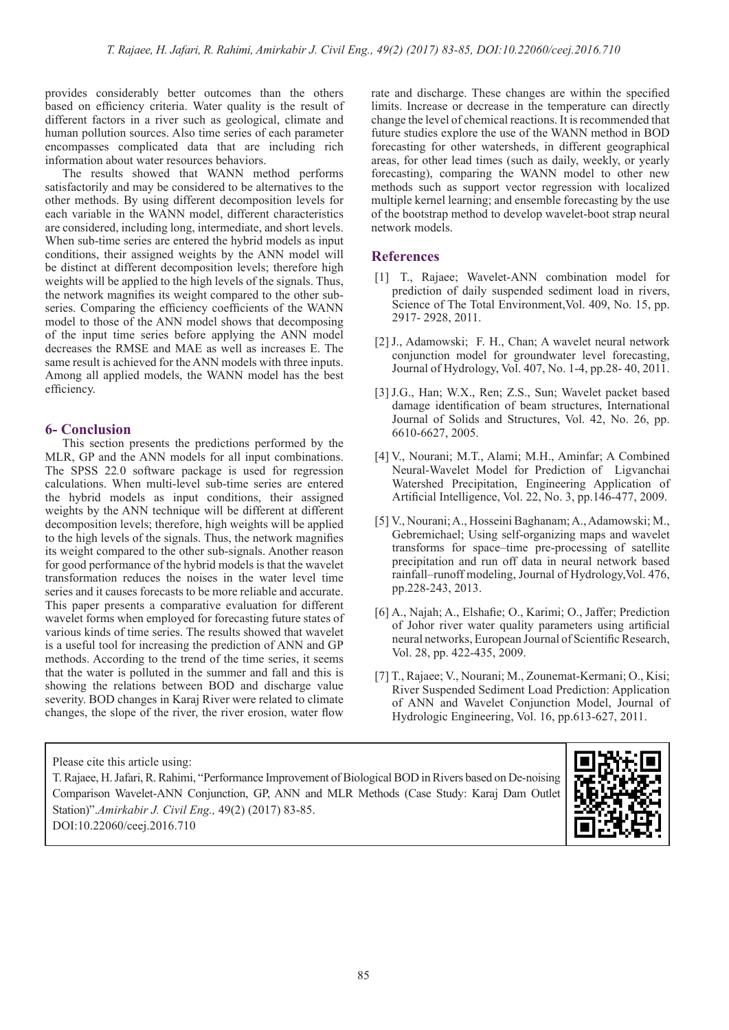provides considerably better outcomes than the others based on efficiency criteria. Water quality is the result of different factors in a river such as geological, climate and human pollution sources. Also time series of each parameter encompasses complicated data that are including rich information about water resources behaviors.

The results showed that WANN method performs satisfactorily and may be considered to be alternatives to the other methods. By using different decomposition levels for each variable in the WANN model, different characteristics are considered, including long, intermediate, and short levels. When sub-time series are entered the hybrid models as input conditions, their assigned weights by the ANN model will be distinct at different decomposition levels; therefore high weights will be applied to the high levels of the signals. Thus, the network magnifies its weight compared to the other sub-series. Comparing the efficiency coefficients of the WANN model to those of the ANN model shows that decomposing of the input time series before applying the ANN model decreases the RMSE and MAE as well as increases E. The same result is achieved for the ANN models with three inputs. Among all applied models, the WANN model has the best efficiency.

## 6- Conclusion

This section presents the predictions performed by the MLR, GP and the ANN models for all input combinations. The SPSS 22.0 software package is used for regression calculations. When multi-level sub-time series are entered the hybrid models as input conditions, their assigned weights by the ANN technique will be different at different decomposition levels; therefore, high weights will be applied to the high levels of the signals. Thus, the network magnifies its weight compared to the other sub-signals. Another reason for good performance of the hybrid models is that the wavelet transformation reduces the noises in the water level time series and it causes forecasts to be more reliable and accurate. This paper presents a comparative evaluation for different wavelet forms when employed for forecasting future states of various kinds of time series. The results showed that wavelet is a useful tool for increasing the prediction of ANN and GP methods. According to the trend of the time series, it seems that the water is polluted in the summer and fall and this is showing the relations between BOD and discharge value severity. BOD changes in Karaj River were related to climate changes, the slope of the river, the river erosion, water flow rate and discharge. These changes are within the specified limits. Increase or decrease in the temperature can directly change the level of chemical reactions. It is recommended that future studies explore the use of the WANN method in BOD forecasting for other watersheds, in different geographical areas, for other lead times (such as daily, weekly, or yearly forecasting), comparing the WANN model to other new methods such as support vector regression with localized multiple kernel learning; and ensemble forecasting by the use of the bootstrap method to develop wavelet-boot strap neural network models.

## References

[1] T., Rajaee; Wavelet-ANN combination model for prediction of daily suspended sediment load in rivers, Science of The Total Environment,Vol. 409, No. 15, pp. 2917- 2928, 2011.

[2] J., Adamowski; F. H., Chan; A wavelet neural network conjunction model for groundwater level forecasting, Journal of Hydrology, Vol. 407, No. 1-4, pp.28- 40, 2011.

[3] J.G., Han; W.X., Ren; Z.S., Sun; Wavelet packet based damage identification of beam structures, International Journal of Solids and Structures, Vol. 42, No. 26, pp. 6610-6627, 2005.

[4] V., Nourani; M.T., Alami; M.H., Aminfar; A Combined Neural-Wavelet Model for Prediction of Ligvanchai Watershed Precipitation, Engineering Application of Artificial Intelligence, Vol. 22, No. 3, pp.146-477, 2009.

[5] V., Nourani; A., Hosseini Baghanam; A., Adamowski; M., Gebremichael; Using self-organizing maps and wavelet transforms for space–time pre-processing of satellite precipitation and run off data in neural network based rainfall–runoff modeling, Journal of Hydrology,Vol. 476, pp.228-243, 2013.

[6] A., Najah; A., Elshafie; O., Karimi; O., Jaffer; Prediction of Johor river water quality parameters using artificial neural networks, European Journal of Scientific Research, Vol. 28, pp. 422-435, 2009.

[7] T., Rajaee; V., Nourani; M., Zounemat-Kermani; O., Kisi; River Suspended Sediment Load Prediction: Application of ANN and Wavelet Conjunction Model, Journal of Hydrologic Engineering, Vol. 16, pp.613-627, 2011.

Please cite this article using:
T. Rajaee, H. Jafari, R. Rahimi, "Performance Improvement of Biological BOD in Rivers based on De-noising Comparison Wavelet-ANN Conjunction, GP, ANN and MLR Methods (Case Study: Karaj Dam Outlet Station)". *Amirkabir J. Civil Eng.,* 49(2) (2017) 83-85.
DOI:10.22060/ceej.2016.710